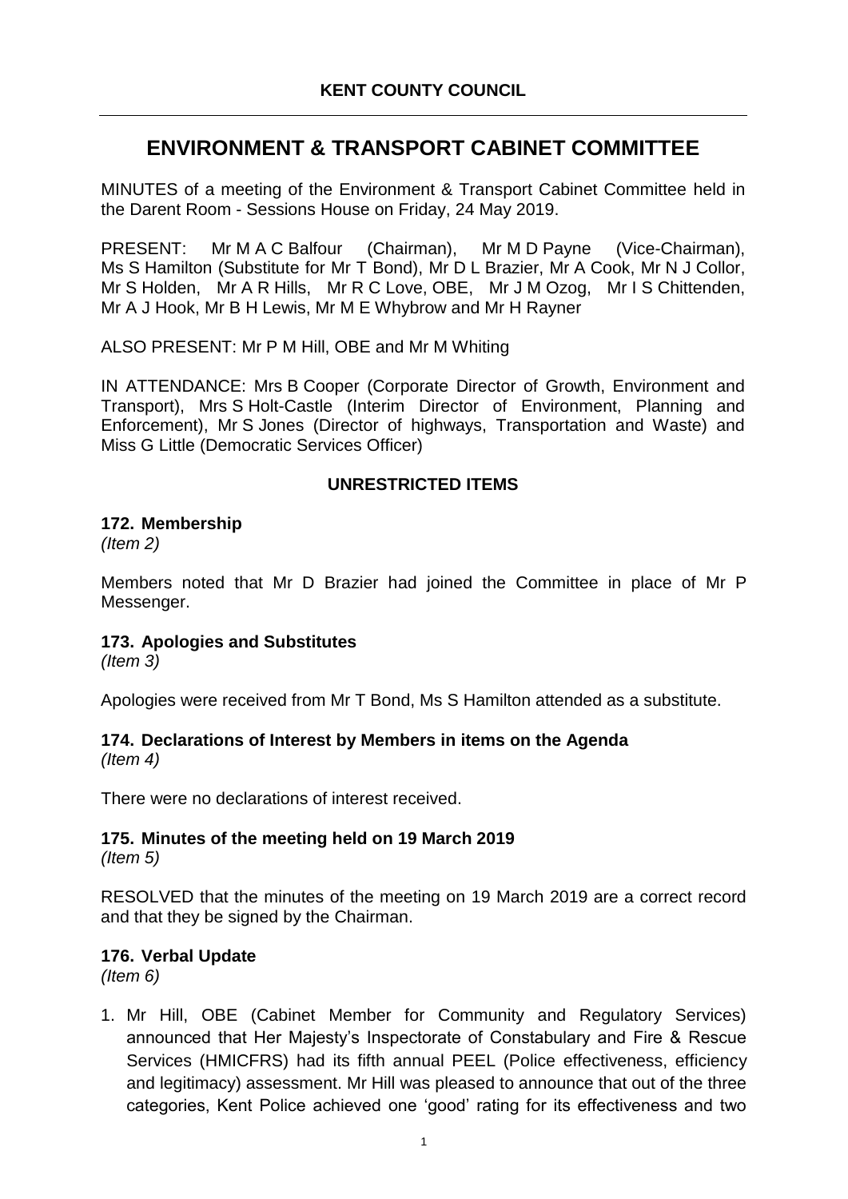**KENT COUNTY COUNCIL**

---

# ENVIRONMENT & TRANSPORT CABINET COMMITTEE

MINUTES of a meeting of the Environment & Transport Cabinet Committee held in the Darent Room - Sessions House on Friday, 24 May 2019.

PRESENT: Mr M A C Balfour (Chairman), Mr M D Payne (Vice-Chairman), Ms S Hamilton (Substitute for Mr T Bond), Mr D L Brazier, Mr A Cook, Mr N J Collor, Mr S Holden, Mr A R Hills, Mr R C Love, OBE, Mr J M Ozog, Mr I S Chittenden, Mr A J Hook, Mr B H Lewis, Mr M E Whybrow and Mr H Rayner

ALSO PRESENT: Mr P M Hill, OBE and Mr M Whiting

IN ATTENDANCE: Mrs B Cooper (Corporate Director of Growth, Environment and Transport), Mrs S Holt-Castle (Interim Director of Environment, Planning and Enforcement), Mr S Jones (Director of highways, Transportation and Waste) and Miss G Little (Democratic Services Officer)

## UNRESTRICTED ITEMS

### 172. Membership

*(Item 2)*

Members noted that Mr D Brazier had joined the Committee in place of Mr P Messenger.

### 173. Apologies and Substitutes

*(Item 3)*

Apologies were received from Mr T Bond, Ms S Hamilton attended as a substitute.

### 174. Declarations of Interest by Members in items on the Agenda

*(Item 4)*

There were no declarations of interest received.

### 175. Minutes of the meeting held on 19 March 2019

*(Item 5)*

RESOLVED that the minutes of the meeting on 19 March 2019 are a correct record and that they be signed by the Chairman.

### 176. Verbal Update

*(Item 6)*

1. Mr Hill, OBE (Cabinet Member for Community and Regulatory Services) announced that Her Majesty's Inspectorate of Constabulary and Fire & Rescue Services (HMICFRS) had its fifth annual PEEL (Police effectiveness, efficiency and legitimacy) assessment. Mr Hill was pleased to announce that out of the three categories, Kent Police achieved one 'good' rating for its effectiveness and two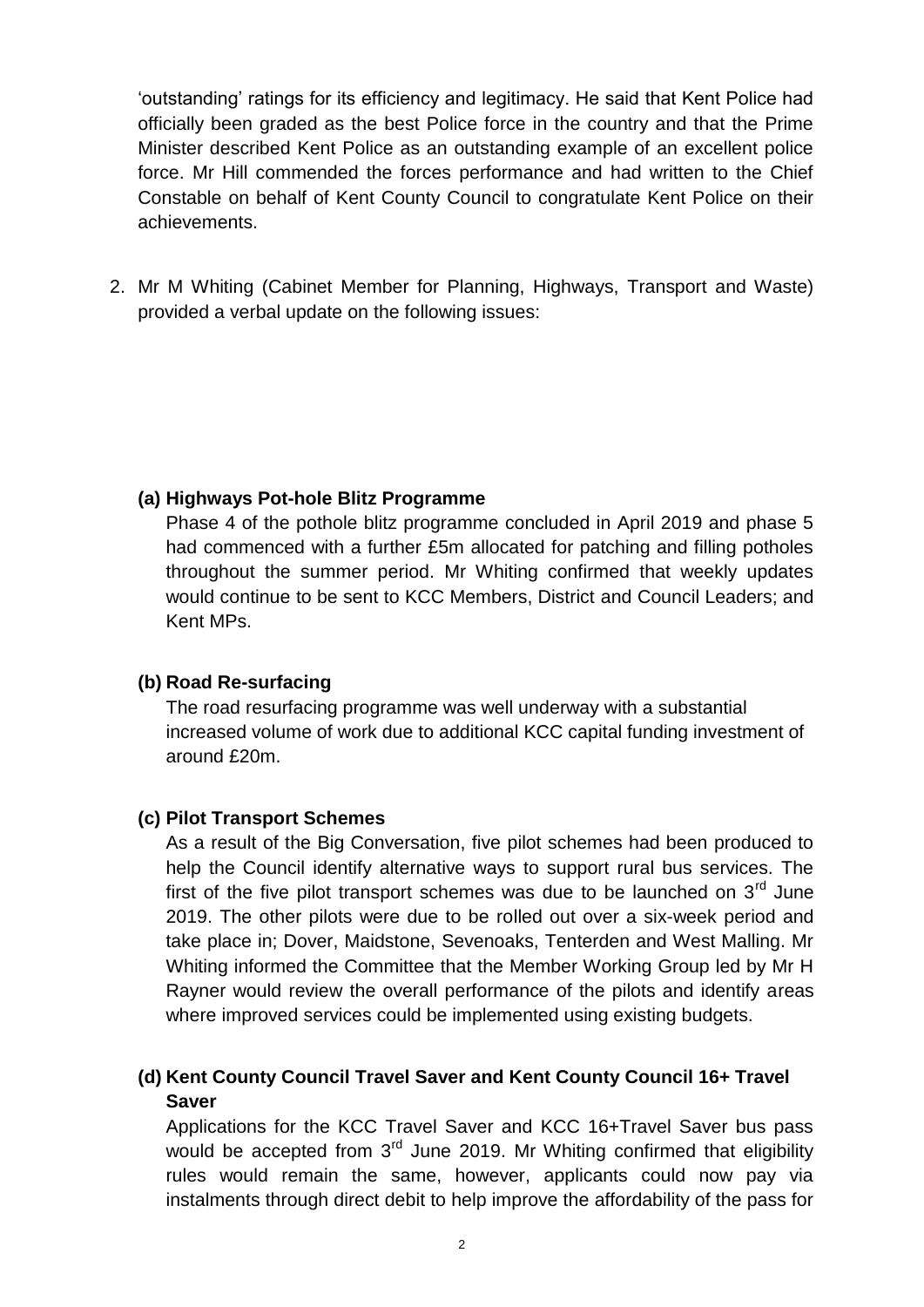'outstanding' ratings for its efficiency and legitimacy. He said that Kent Police had officially been graded as the best Police force in the country and that the Prime Minister described Kent Police as an outstanding example of an excellent police force. Mr Hill commended the forces performance and had written to the Chief Constable on behalf of Kent County Council to congratulate Kent Police on their achievements.

2. Mr M Whiting (Cabinet Member for Planning, Highways, Transport and Waste) provided a verbal update on the following issues:

   **(a) Highways Pot-hole Blitz Programme**
   Phase 4 of the pothole blitz programme concluded in April 2019 and phase 5 had commenced with a further £5m allocated for patching and filling potholes throughout the summer period. Mr Whiting confirmed that weekly updates would continue to be sent to KCC Members, District and Council Leaders; and Kent MPs.

   **(b) Road Re-surfacing**
   The road resurfacing programme was well underway with a substantial increased volume of work due to additional KCC capital funding investment of around £20m.

   **(c) Pilot Transport Schemes**
   As a result of the Big Conversation, five pilot schemes had been produced to help the Council identify alternative ways to support rural bus services. The first of the five pilot transport schemes was due to be launched on 3rd June 2019. The other pilots were due to be rolled out over a six-week period and take place in; Dover, Maidstone, Sevenoaks, Tenterden and West Malling. Mr Whiting informed the Committee that the Member Working Group led by Mr H Rayner would review the overall performance of the pilots and identify areas where improved services could be implemented using existing budgets.

   **(d) Kent County Council Travel Saver and Kent County Council 16+ Travel Saver**
   Applications for the KCC Travel Saver and KCC 16+Travel Saver bus pass would be accepted from 3rd June 2019. Mr Whiting confirmed that eligibility rules would remain the same, however, applicants could now pay via instalments through direct debit to help improve the affordability of the pass for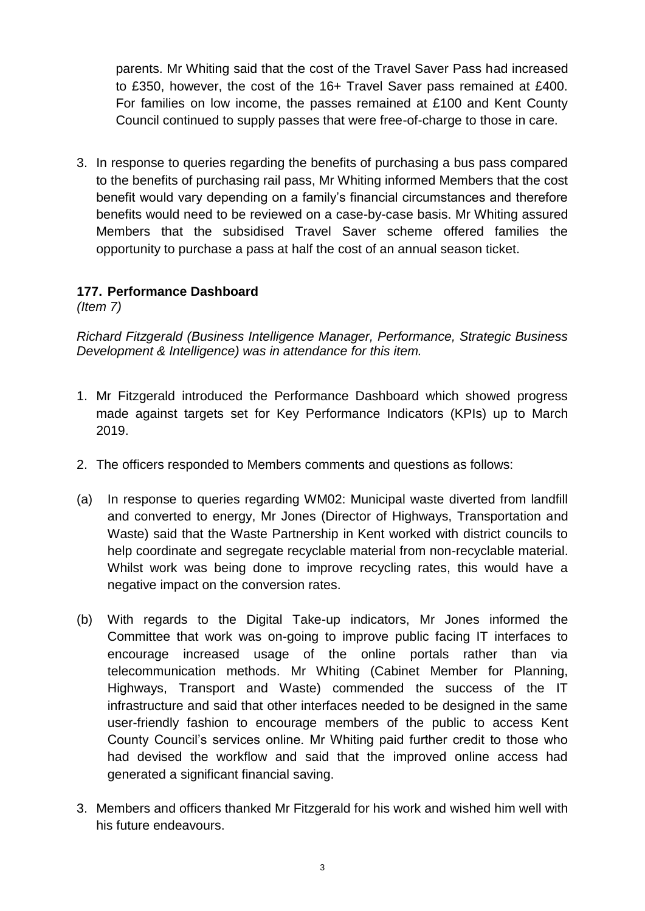parents. Mr Whiting said that the cost of the Travel Saver Pass had increased to £350, however, the cost of the 16+ Travel Saver pass remained at £400. For families on low income, the passes remained at £100 and Kent County Council continued to supply passes that were free-of-charge to those in care.

3. In response to queries regarding the benefits of purchasing a bus pass compared to the benefits of purchasing rail pass, Mr Whiting informed Members that the cost benefit would vary depending on a family's financial circumstances and therefore benefits would need to be reviewed on a case-by-case basis. Mr Whiting assured Members that the subsidised Travel Saver scheme offered families the opportunity to purchase a pass at half the cost of an annual season ticket.

**177. Performance Dashboard**
*(Item 7)*

*Richard Fitzgerald (Business Intelligence Manager, Performance, Strategic Business Development & Intelligence) was in attendance for this item.*

1. Mr Fitzgerald introduced the Performance Dashboard which showed progress made against targets set for Key Performance Indicators (KPIs) up to March 2019.

2. The officers responded to Members comments and questions as follows:

(a) In response to queries regarding WM02: Municipal waste diverted from landfill and converted to energy, Mr Jones (Director of Highways, Transportation and Waste) said that the Waste Partnership in Kent worked with district councils to help coordinate and segregate recyclable material from non-recyclable material. Whilst work was being done to improve recycling rates, this would have a negative impact on the conversion rates.

(b) With regards to the Digital Take-up indicators, Mr Jones informed the Committee that work was on-going to improve public facing IT interfaces to encourage increased usage of the online portals rather than via telecommunication methods. Mr Whiting (Cabinet Member for Planning, Highways, Transport and Waste) commended the success of the IT infrastructure and said that other interfaces needed to be designed in the same user-friendly fashion to encourage members of the public to access Kent County Council's services online. Mr Whiting paid further credit to those who had devised the workflow and said that the improved online access had generated a significant financial saving.

3. Members and officers thanked Mr Fitzgerald for his work and wished him well with his future endeavours.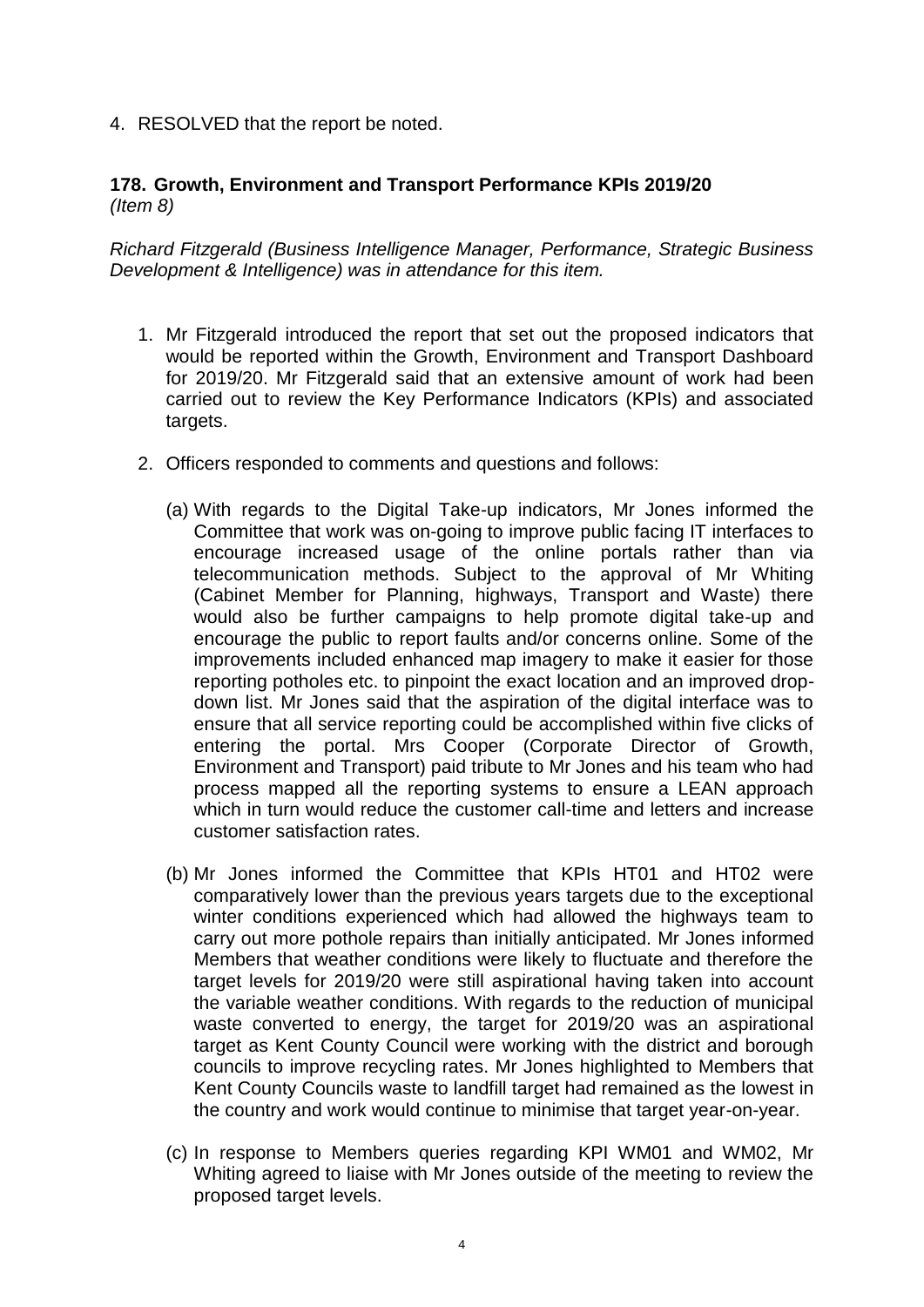4. RESOLVED that the report be noted.

### 178. Growth, Environment and Transport Performance KPIs 2019/20

*(Item 8)*

*Richard Fitzgerald (Business Intelligence Manager, Performance, Strategic Business Development & Intelligence) was in attendance for this item.*

1. Mr Fitzgerald introduced the report that set out the proposed indicators that would be reported within the Growth, Environment and Transport Dashboard for 2019/20. Mr Fitzgerald said that an extensive amount of work had been carried out to review the Key Performance Indicators (KPIs) and associated targets.

2. Officers responded to comments and questions and follows:

   (a) With regards to the Digital Take-up indicators, Mr Jones informed the Committee that work was on-going to improve public facing IT interfaces to encourage increased usage of the online portals rather than via telecommunication methods. Subject to the approval of Mr Whiting (Cabinet Member for Planning, highways, Transport and Waste) there would also be further campaigns to help promote digital take-up and encourage the public to report faults and/or concerns online. Some of the improvements included enhanced map imagery to make it easier for those reporting potholes etc. to pinpoint the exact location and an improved drop-down list. Mr Jones said that the aspiration of the digital interface was to ensure that all service reporting could be accomplished within five clicks of entering the portal. Mrs Cooper (Corporate Director of Growth, Environment and Transport) paid tribute to Mr Jones and his team who had process mapped all the reporting systems to ensure a LEAN approach which in turn would reduce the customer call-time and letters and increase customer satisfaction rates.

   (b) Mr Jones informed the Committee that KPIs HT01 and HT02 were comparatively lower than the previous years targets due to the exceptional winter conditions experienced which had allowed the highways team to carry out more pothole repairs than initially anticipated. Mr Jones informed Members that weather conditions were likely to fluctuate and therefore the target levels for 2019/20 were still aspirational having taken into account the variable weather conditions. With regards to the reduction of municipal waste converted to energy, the target for 2019/20 was an aspirational target as Kent County Council were working with the district and borough councils to improve recycling rates. Mr Jones highlighted to Members that Kent County Councils waste to landfill target had remained as the lowest in the country and work would continue to minimise that target year-on-year.

   (c) In response to Members queries regarding KPI WM01 and WM02, Mr Whiting agreed to liaise with Mr Jones outside of the meeting to review the proposed target levels.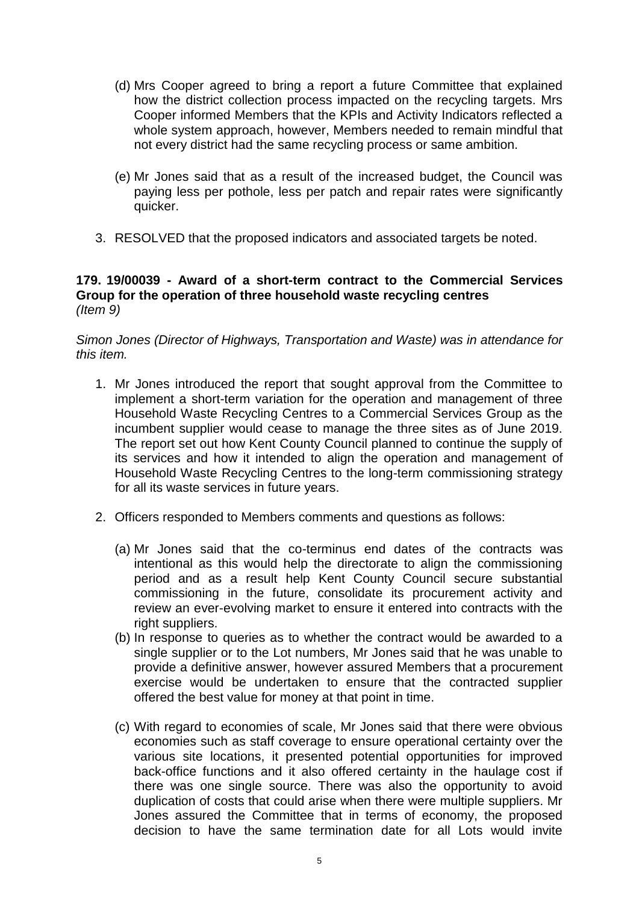(d) Mrs Cooper agreed to bring a report a future Committee that explained how the district collection process impacted on the recycling targets. Mrs Cooper informed Members that the KPIs and Activity Indicators reflected a whole system approach, however, Members needed to remain mindful that not every district had the same recycling process or same ambition.

(e) Mr Jones said that as a result of the increased budget, the Council was paying less per pothole, less per patch and repair rates were significantly quicker.

3. RESOLVED that the proposed indicators and associated targets be noted.

**179. 19/00039 - Award of a short-term contract to the Commercial Services Group for the operation of three household waste recycling centres**
*(Item 9)*

*Simon Jones (Director of Highways, Transportation and Waste) was in attendance for this item.*

1. Mr Jones introduced the report that sought approval from the Committee to implement a short-term variation for the operation and management of three Household Waste Recycling Centres to a Commercial Services Group as the incumbent supplier would cease to manage the three sites as of June 2019. The report set out how Kent County Council planned to continue the supply of its services and how it intended to align the operation and management of Household Waste Recycling Centres to the long-term commissioning strategy for all its waste services in future years.

2. Officers responded to Members comments and questions as follows:

   (a) Mr Jones said that the co-terminus end dates of the contracts was intentional as this would help the directorate to align the commissioning period and as a result help Kent County Council secure substantial commissioning in the future, consolidate its procurement activity and review an ever-evolving market to ensure it entered into contracts with the right suppliers.

   (b) In response to queries as to whether the contract would be awarded to a single supplier or to the Lot numbers, Mr Jones said that he was unable to provide a definitive answer, however assured Members that a procurement exercise would be undertaken to ensure that the contracted supplier offered the best value for money at that point in time.

   (c) With regard to economies of scale, Mr Jones said that there were obvious economies such as staff coverage to ensure operational certainty over the various site locations, it presented potential opportunities for improved back-office functions and it also offered certainty in the haulage cost if there was one single source. There was also the opportunity to avoid duplication of costs that could arise when there were multiple suppliers. Mr Jones assured the Committee that in terms of economy, the proposed decision to have the same termination date for all Lots would invite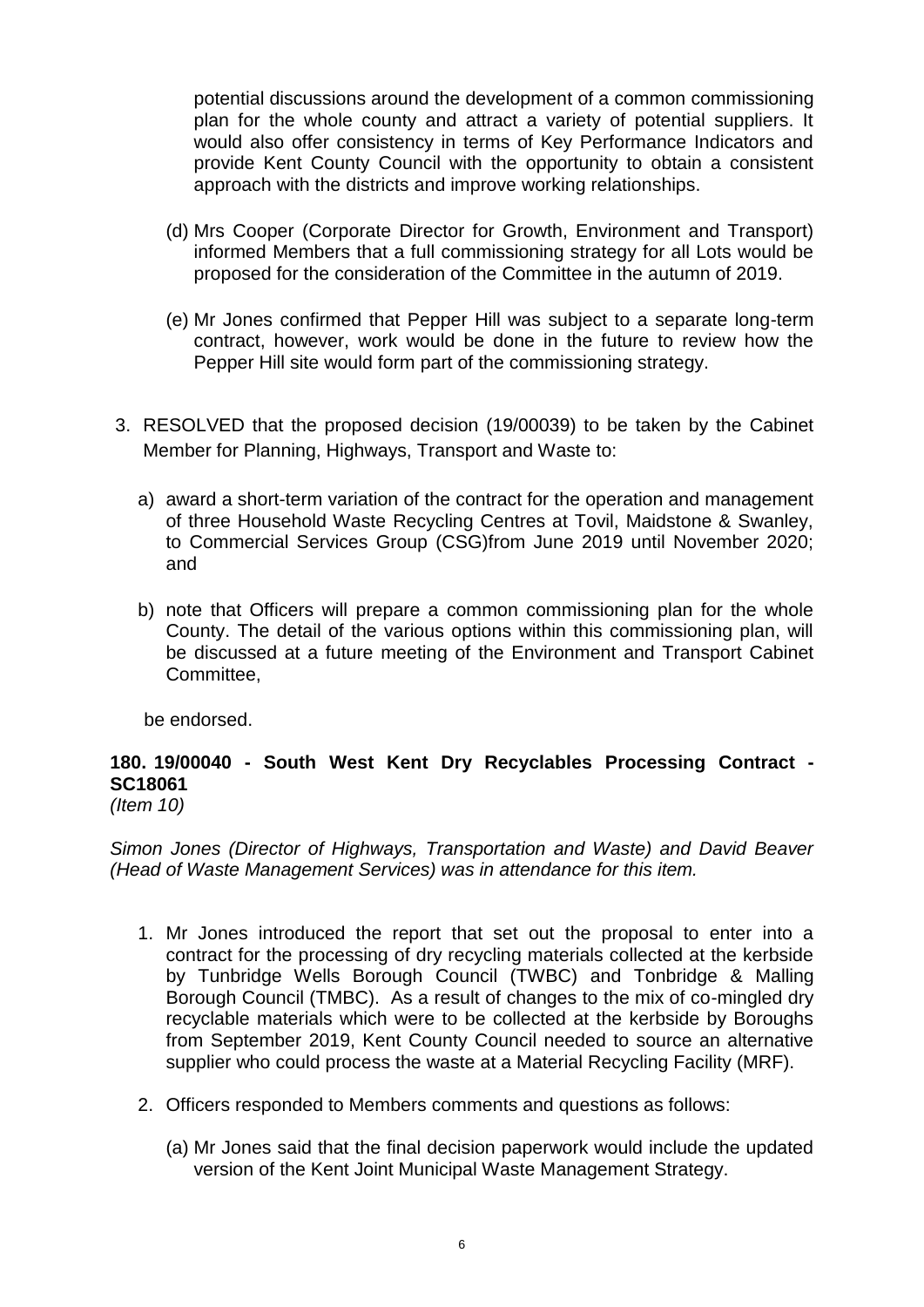potential discussions around the development of a common commissioning plan for the whole county and attract a variety of potential suppliers. It would also offer consistency in terms of Key Performance Indicators and provide Kent County Council with the opportunity to obtain a consistent approach with the districts and improve working relationships.

(d) Mrs Cooper (Corporate Director for Growth, Environment and Transport) informed Members that a full commissioning strategy for all Lots would be proposed for the consideration of the Committee in the autumn of 2019.

(e) Mr Jones confirmed that Pepper Hill was subject to a separate long-term contract, however, work would be done in the future to review how the Pepper Hill site would form part of the commissioning strategy.

3. RESOLVED that the proposed decision (19/00039) to be taken by the Cabinet Member for Planning, Highways, Transport and Waste to:

   a) award a short-term variation of the contract for the operation and management of three Household Waste Recycling Centres at Tovil, Maidstone & Swanley, to Commercial Services Group (CSG)from June 2019 until November 2020; and

   b) note that Officers will prepare a common commissioning plan for the whole County. The detail of the various options within this commissioning plan, will be discussed at a future meeting of the Environment and Transport Cabinet Committee,

   be endorsed.

**180. 19/00040 - South West Kent Dry Recyclables Processing Contract - SC18061**
*(Item 10)*

*Simon Jones (Director of Highways, Transportation and Waste) and David Beaver (Head of Waste Management Services) was in attendance for this item.*

1. Mr Jones introduced the report that set out the proposal to enter into a contract for the processing of dry recycling materials collected at the kerbside by Tunbridge Wells Borough Council (TWBC) and Tonbridge & Malling Borough Council (TMBC). As a result of changes to the mix of co-mingled dry recyclable materials which were to be collected at the kerbside by Boroughs from September 2019, Kent County Council needed to source an alternative supplier who could process the waste at a Material Recycling Facility (MRF).

2. Officers responded to Members comments and questions as follows:

   (a) Mr Jones said that the final decision paperwork would include the updated version of the Kent Joint Municipal Waste Management Strategy.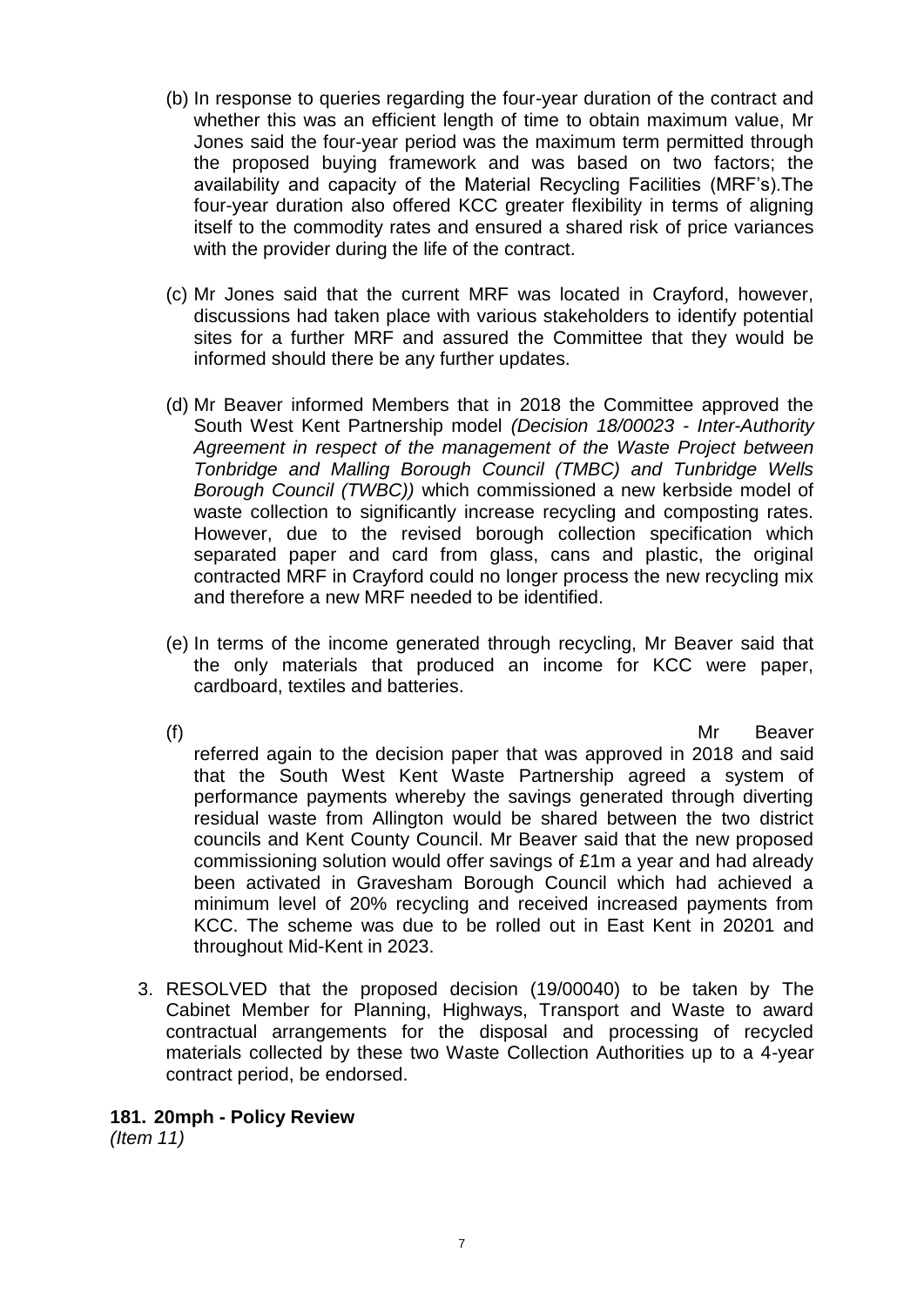(b) In response to queries regarding the four-year duration of the contract and whether this was an efficient length of time to obtain maximum value, Mr Jones said the four-year period was the maximum term permitted through the proposed buying framework and was based on two factors; the availability and capacity of the Material Recycling Facilities (MRF's).The four-year duration also offered KCC greater flexibility in terms of aligning itself to the commodity rates and ensured a shared risk of price variances with the provider during the life of the contract.

(c) Mr Jones said that the current MRF was located in Crayford, however, discussions had taken place with various stakeholders to identify potential sites for a further MRF and assured the Committee that they would be informed should there be any further updates.

(d) Mr Beaver informed Members that in 2018 the Committee approved the South West Kent Partnership model *(Decision 18/00023 - Inter-Authority Agreement in respect of the management of the Waste Project between Tonbridge and Malling Borough Council (TMBC) and Tunbridge Wells Borough Council (TWBC))* which commissioned a new kerbside model of waste collection to significantly increase recycling and composting rates. However, due to the revised borough collection specification which separated paper and card from glass, cans and plastic, the original contracted MRF in Crayford could no longer process the new recycling mix and therefore a new MRF needed to be identified.

(e) In terms of the income generated through recycling, Mr Beaver said that the only materials that produced an income for KCC were paper, cardboard, textiles and batteries.

(f) Mr Beaver referred again to the decision paper that was approved in 2018 and said that the South West Kent Waste Partnership agreed a system of performance payments whereby the savings generated through diverting residual waste from Allington would be shared between the two district councils and Kent County Council. Mr Beaver said that the new proposed commissioning solution would offer savings of £1m a year and had already been activated in Gravesham Borough Council which had achieved a minimum level of 20% recycling and received increased payments from KCC. The scheme was due to be rolled out in East Kent in 20201 and throughout Mid-Kent in 2023.

3. RESOLVED that the proposed decision (19/00040) to be taken by The Cabinet Member for Planning, Highways, Transport and Waste to award contractual arrangements for the disposal and processing of recycled materials collected by these two Waste Collection Authorities up to a 4-year contract period, be endorsed.

**181. 20mph - Policy Review**
*(Item 11)*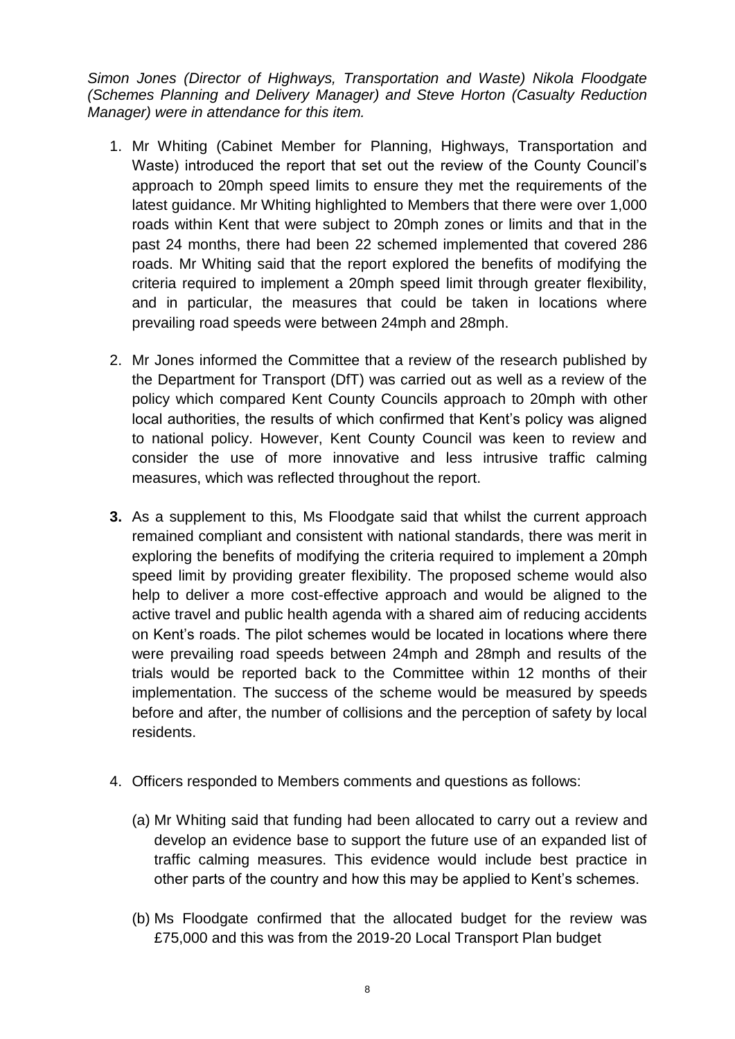*Simon Jones (Director of Highways, Transportation and Waste) Nikola Floodgate (Schemes Planning and Delivery Manager) and Steve Horton (Casualty Reduction Manager) were in attendance for this item.*

1. Mr Whiting (Cabinet Member for Planning, Highways, Transportation and Waste) introduced the report that set out the review of the County Council's approach to 20mph speed limits to ensure they met the requirements of the latest guidance. Mr Whiting highlighted to Members that there were over 1,000 roads within Kent that were subject to 20mph zones or limits and that in the past 24 months, there had been 22 schemed implemented that covered 286 roads. Mr Whiting said that the report explored the benefits of modifying the criteria required to implement a 20mph speed limit through greater flexibility, and in particular, the measures that could be taken in locations where prevailing road speeds were between 24mph and 28mph.

2. Mr Jones informed the Committee that a review of the research published by the Department for Transport (DfT) was carried out as well as a review of the policy which compared Kent County Councils approach to 20mph with other local authorities, the results of which confirmed that Kent's policy was aligned to national policy. However, Kent County Council was keen to review and consider the use of more innovative and less intrusive traffic calming measures, which was reflected throughout the report.

3. As a supplement to this, Ms Floodgate said that whilst the current approach remained compliant and consistent with national standards, there was merit in exploring the benefits of modifying the criteria required to implement a 20mph speed limit by providing greater flexibility. The proposed scheme would also help to deliver a more cost-effective approach and would be aligned to the active travel and public health agenda with a shared aim of reducing accidents on Kent's roads. The pilot schemes would be located in locations where there were prevailing road speeds between 24mph and 28mph and results of the trials would be reported back to the Committee within 12 months of their implementation. The success of the scheme would be measured by speeds before and after, the number of collisions and the perception of safety by local residents.

4. Officers responded to Members comments and questions as follows:

   (a) Mr Whiting said that funding had been allocated to carry out a review and develop an evidence base to support the future use of an expanded list of traffic calming measures. This evidence would include best practice in other parts of the country and how this may be applied to Kent's schemes.

   (b) Ms Floodgate confirmed that the allocated budget for the review was £75,000 and this was from the 2019-20 Local Transport Plan budget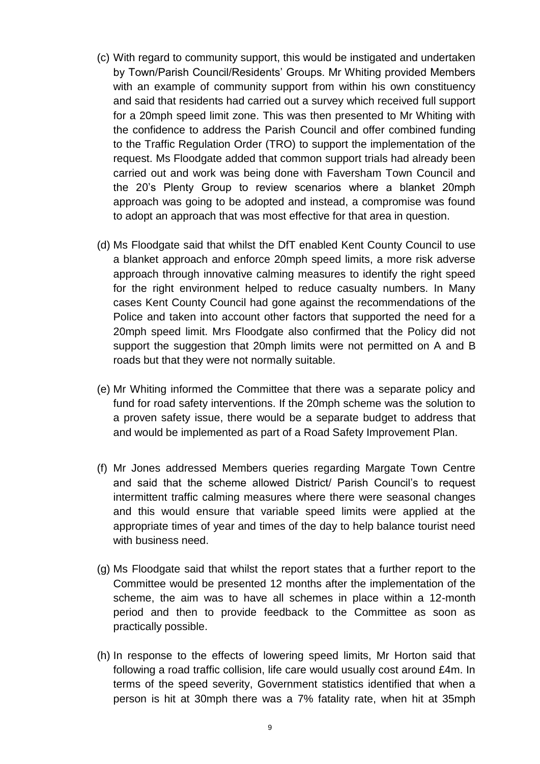(c) With regard to community support, this would be instigated and undertaken by Town/Parish Council/Residents' Groups. Mr Whiting provided Members with an example of community support from within his own constituency and said that residents had carried out a survey which received full support for a 20mph speed limit zone. This was then presented to Mr Whiting with the confidence to address the Parish Council and offer combined funding to the Traffic Regulation Order (TRO) to support the implementation of the request. Ms Floodgate added that common support trials had already been carried out and work was being done with Faversham Town Council and the 20's Plenty Group to review scenarios where a blanket 20mph approach was going to be adopted and instead, a compromise was found to adopt an approach that was most effective for that area in question.

(d) Ms Floodgate said that whilst the DfT enabled Kent County Council to use a blanket approach and enforce 20mph speed limits, a more risk adverse approach through innovative calming measures to identify the right speed for the right environment helped to reduce casualty numbers. In Many cases Kent County Council had gone against the recommendations of the Police and taken into account other factors that supported the need for a 20mph speed limit. Mrs Floodgate also confirmed that the Policy did not support the suggestion that 20mph limits were not permitted on A and B roads but that they were not normally suitable.

(e) Mr Whiting informed the Committee that there was a separate policy and fund for road safety interventions. If the 20mph scheme was the solution to a proven safety issue, there would be a separate budget to address that and would be implemented as part of a Road Safety Improvement Plan.

(f) Mr Jones addressed Members queries regarding Margate Town Centre and said that the scheme allowed District/ Parish Council's to request intermittent traffic calming measures where there were seasonal changes and this would ensure that variable speed limits were applied at the appropriate times of year and times of the day to help balance tourist need with business need.

(g) Ms Floodgate said that whilst the report states that a further report to the Committee would be presented 12 months after the implementation of the scheme, the aim was to have all schemes in place within a 12-month period and then to provide feedback to the Committee as soon as practically possible.

(h) In response to the effects of lowering speed limits, Mr Horton said that following a road traffic collision, life care would usually cost around £4m. In terms of the speed severity, Government statistics identified that when a person is hit at 30mph there was a 7% fatality rate, when hit at 35mph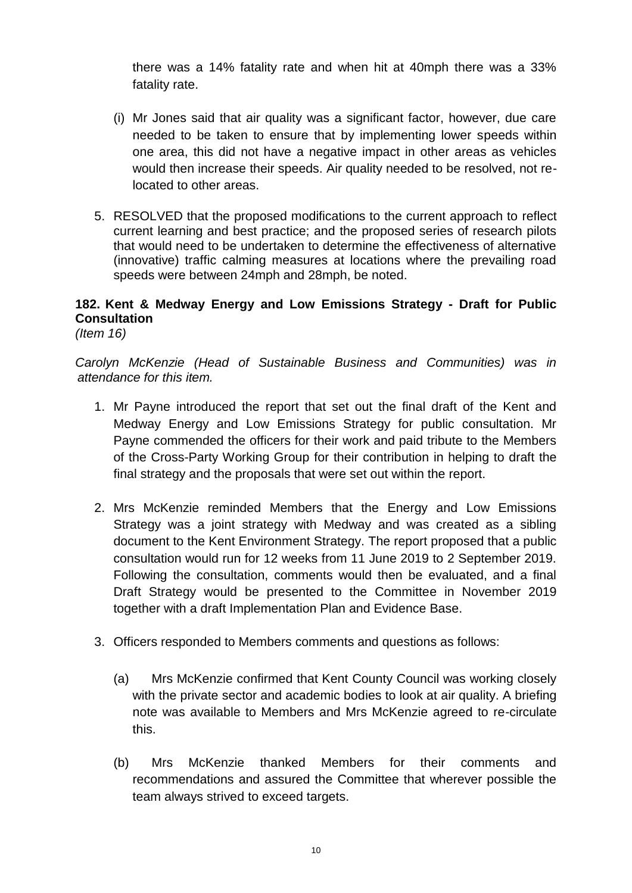there was a 14% fatality rate and when hit at 40mph there was a 33% fatality rate.

(i) Mr Jones said that air quality was a significant factor, however, due care needed to be taken to ensure that by implementing lower speeds within one area, this did not have a negative impact in other areas as vehicles would then increase their speeds. Air quality needed to be resolved, not re-located to other areas.

5. RESOLVED that the proposed modifications to the current approach to reflect current learning and best practice; and the proposed series of research pilots that would need to be undertaken to determine the effectiveness of alternative (innovative) traffic calming measures at locations where the prevailing road speeds were between 24mph and 28mph, be noted.

**182. Kent & Medway Energy and Low Emissions Strategy - Draft for Public Consultation**
*(Item 16)*

*Carolyn McKenzie (Head of Sustainable Business and Communities) was in attendance for this item.*

1. Mr Payne introduced the report that set out the final draft of the Kent and Medway Energy and Low Emissions Strategy for public consultation. Mr Payne commended the officers for their work and paid tribute to the Members of the Cross-Party Working Group for their contribution in helping to draft the final strategy and the proposals that were set out within the report.

2. Mrs McKenzie reminded Members that the Energy and Low Emissions Strategy was a joint strategy with Medway and was created as a sibling document to the Kent Environment Strategy. The report proposed that a public consultation would run for 12 weeks from 11 June 2019 to 2 September 2019. Following the consultation, comments would then be evaluated, and a final Draft Strategy would be presented to the Committee in November 2019 together with a draft Implementation Plan and Evidence Base.

3. Officers responded to Members comments and questions as follows:

   (a) Mrs McKenzie confirmed that Kent County Council was working closely with the private sector and academic bodies to look at air quality. A briefing note was available to Members and Mrs McKenzie agreed to re-circulate this.

   (b) Mrs McKenzie thanked Members for their comments and recommendations and assured the Committee that wherever possible the team always strived to exceed targets.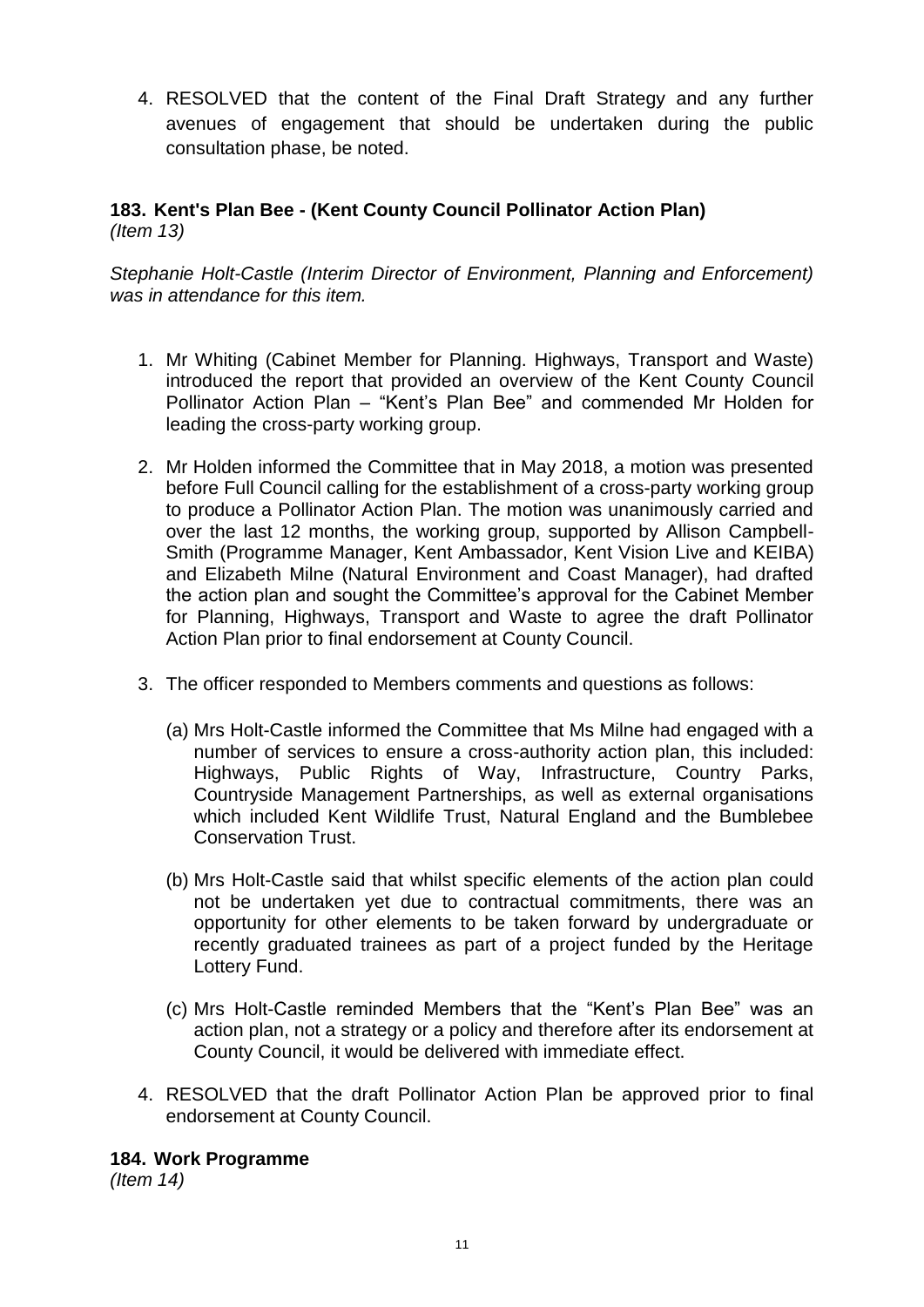4. RESOLVED that the content of the Final Draft Strategy and any further avenues of engagement that should be undertaken during the public consultation phase, be noted.

## 183. Kent's Plan Bee - (Kent County Council Pollinator Action Plan)

*(Item 13)*

*Stephanie Holt-Castle (Interim Director of Environment, Planning and Enforcement) was in attendance for this item.*

1. Mr Whiting (Cabinet Member for Planning. Highways, Transport and Waste) introduced the report that provided an overview of the Kent County Council Pollinator Action Plan – "Kent's Plan Bee" and commended Mr Holden for leading the cross-party working group.

2. Mr Holden informed the Committee that in May 2018, a motion was presented before Full Council calling for the establishment of a cross-party working group to produce a Pollinator Action Plan. The motion was unanimously carried and over the last 12 months, the working group, supported by Allison Campbell-Smith (Programme Manager, Kent Ambassador, Kent Vision Live and KEIBA) and Elizabeth Milne (Natural Environment and Coast Manager), had drafted the action plan and sought the Committee's approval for the Cabinet Member for Planning, Highways, Transport and Waste to agree the draft Pollinator Action Plan prior to final endorsement at County Council.

3. The officer responded to Members comments and questions as follows:

   (a) Mrs Holt-Castle informed the Committee that Ms Milne had engaged with a number of services to ensure a cross-authority action plan, this included: Highways, Public Rights of Way, Infrastructure, Country Parks, Countryside Management Partnerships, as well as external organisations which included Kent Wildlife Trust, Natural England and the Bumblebee Conservation Trust.

   (b) Mrs Holt-Castle said that whilst specific elements of the action plan could not be undertaken yet due to contractual commitments, there was an opportunity for other elements to be taken forward by undergraduate or recently graduated trainees as part of a project funded by the Heritage Lottery Fund.

   (c) Mrs Holt-Castle reminded Members that the "Kent's Plan Bee" was an action plan, not a strategy or a policy and therefore after its endorsement at County Council, it would be delivered with immediate effect.

4. RESOLVED that the draft Pollinator Action Plan be approved prior to final endorsement at County Council.

## 184. Work Programme

*(Item 14)*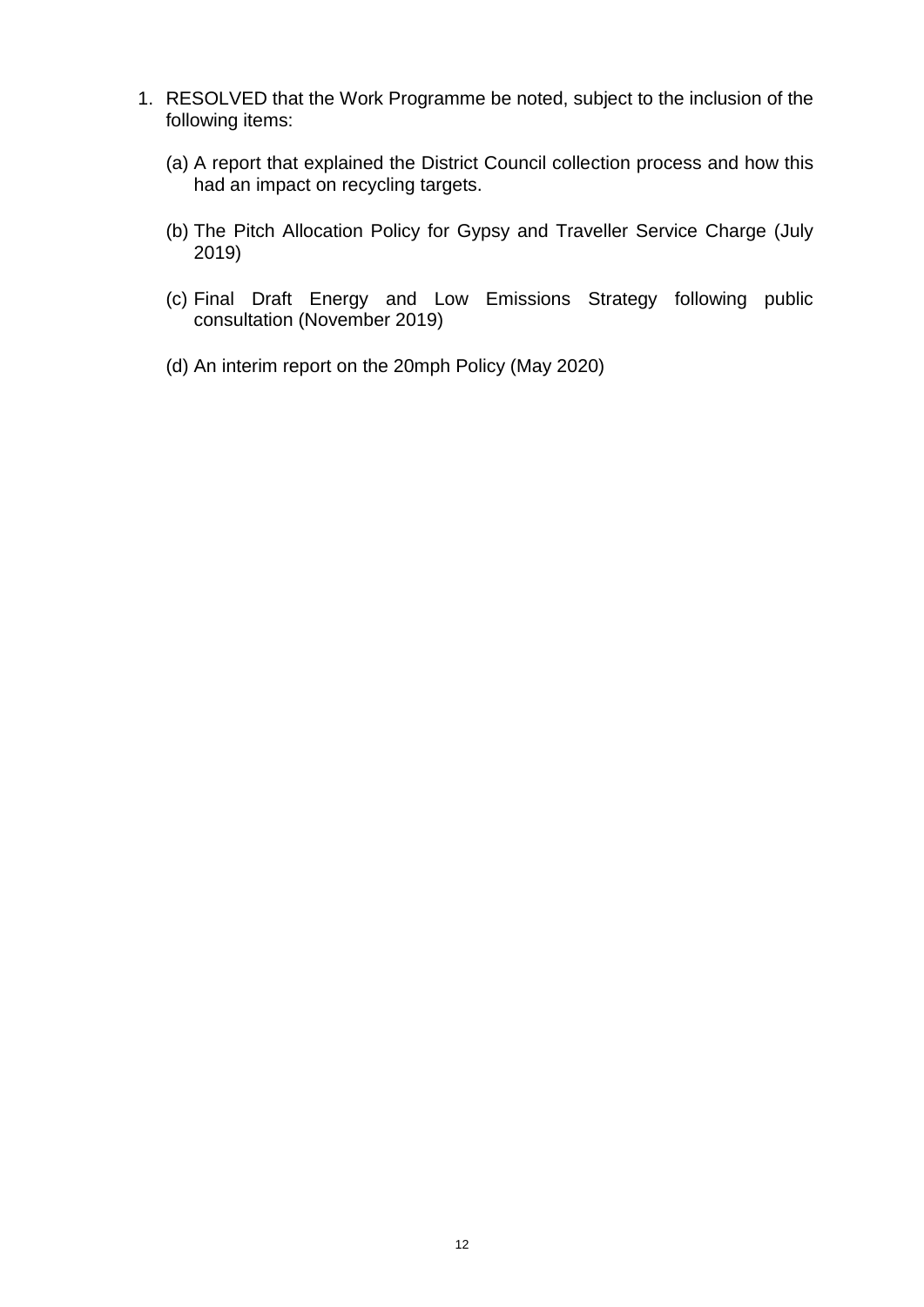1. RESOLVED that the Work Programme be noted, subject to the inclusion of the following items:

   (a) A report that explained the District Council collection process and how this had an impact on recycling targets.

   (b) The Pitch Allocation Policy for Gypsy and Traveller Service Charge (July 2019)

   (c) Final Draft Energy and Low Emissions Strategy following public consultation (November 2019)

   (d) An interim report on the 20mph Policy (May 2020)